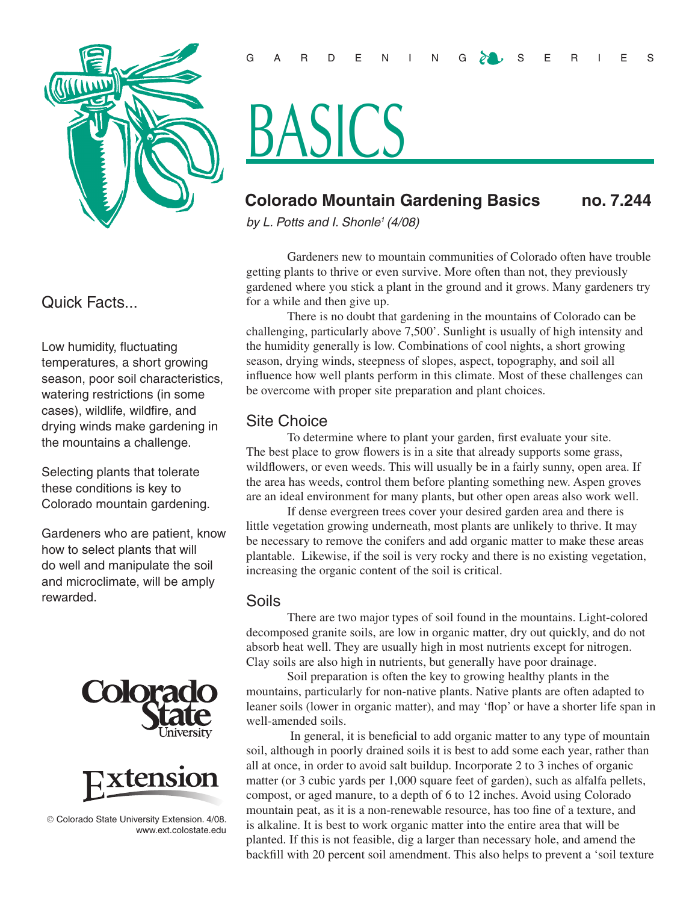GARDENING SERIES

# BASICS

## Colorado Mountain Gardening Basics no. 7.244

*by L. Potts and I. Shonle[1] (4/08)*

Quick Facts...

Low humidity, fluctuating temperatures, a short growing season, poor soil characteristics, watering restrictions (in some cases), wildlife, wildfire, and drying winds make gardening in the mountains a challenge.

Selecting plants that tolerate these conditions is key to Colorado mountain gardening.

Gardeners who are patient, know how to select plants that will do well and manipulate the soil and microclimate, will be amply rewarded.

© Colorado State University Extension. 4/08. www.ext.colostate.edu

Gardeners new to mountain communities of Colorado often have trouble getting plants to thrive or even survive. More often than not, they previously gardened where you stick a plant in the ground and it grows. Many gardeners try for a while and then give up.

There is no doubt that gardening in the mountains of Colorado can be challenging, particularly above 7,500'. Sunlight is usually of high intensity and the humidity generally is low. Combinations of cool nights, a short growing season, drying winds, steepness of slopes, aspect, topography, and soil all influence how well plants perform in this climate. Most of these challenges can be overcome with proper site preparation and plant choices.

### Site Choice

To determine where to plant your garden, first evaluate your site. The best place to grow flowers is in a site that already supports some grass, wildflowers, or even weeds. This will usually be in a fairly sunny, open area. If the area has weeds, control them before planting something new. Aspen groves are an ideal environment for many plants, but other open areas also work well.

If dense evergreen trees cover your desired garden area and there is little vegetation growing underneath, most plants are unlikely to thrive. It may be necessary to remove the conifers and add organic matter to make these areas plantable. Likewise, if the soil is very rocky and there is no existing vegetation, increasing the organic content of the soil is critical.

### Soils

There are two major types of soil found in the mountains. Light-colored decomposed granite soils, are low in organic matter, dry out quickly, and do not absorb heat well. They are usually high in most nutrients except for nitrogen. Clay soils are also high in nutrients, but generally have poor drainage.

Soil preparation is often the key to growing healthy plants in the mountains, particularly for non-native plants. Native plants are often adapted to leaner soils (lower in organic matter), and may 'flop' or have a shorter life span in well-amended soils.

In general, it is beneficial to add organic matter to any type of mountain soil, although in poorly drained soils it is best to add some each year, rather than all at once, in order to avoid salt buildup. Incorporate 2 to 3 inches of organic matter (or 3 cubic yards per 1,000 square feet of garden), such as alfalfa pellets, compost, or aged manure, to a depth of 6 to 12 inches. Avoid using Colorado mountain peat, as it is a non-renewable resource, has too fine of a texture, and is alkaline. It is best to work organic matter into the entire area that will be planted. If this is not feasible, dig a larger than necessary hole, and amend the backfill with 20 percent soil amendment. This also helps to prevent a 'soil texture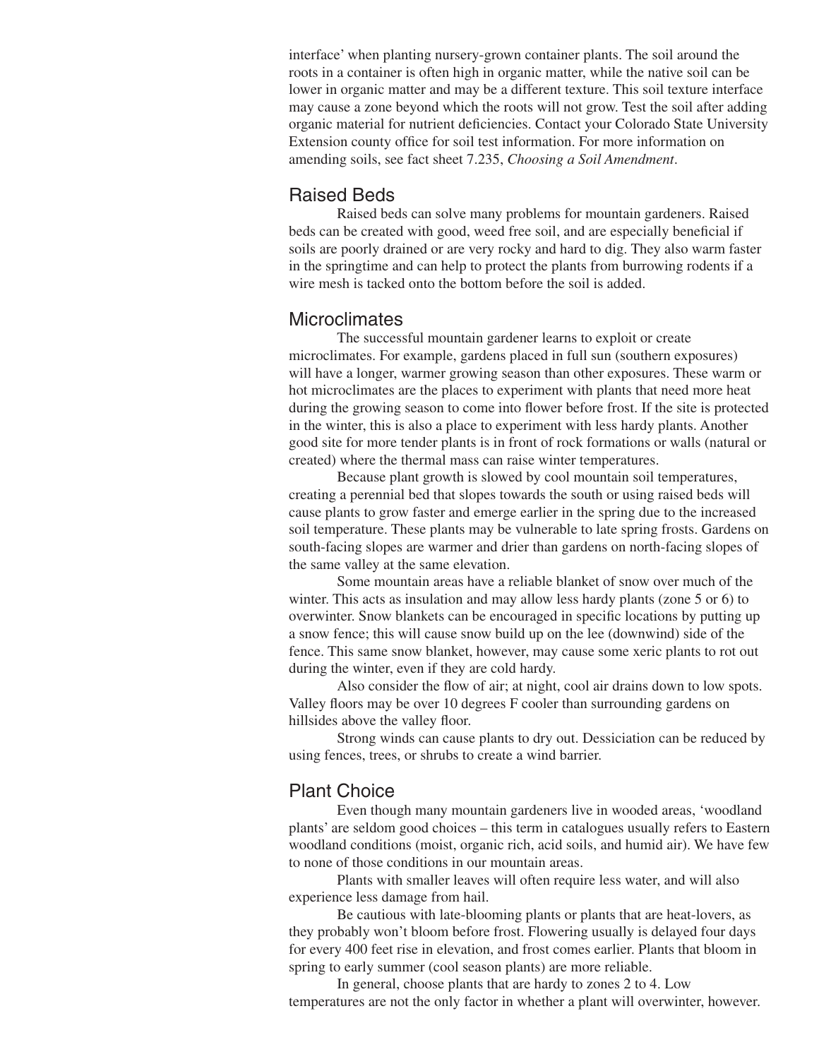interface' when planting nursery-grown container plants. The soil around the roots in a container is often high in organic matter, while the native soil can be lower in organic matter and may be a different texture. This soil texture interface may cause a zone beyond which the roots will not grow. Test the soil after adding organic material for nutrient deficiencies. Contact your Colorado State University Extension county office for soil test information. For more information on amending soils, see fact sheet 7.235, *Choosing a Soil Amendment*.

## Raised Beds

Raised beds can solve many problems for mountain gardeners. Raised beds can be created with good, weed free soil, and are especially beneficial if soils are poorly drained or are very rocky and hard to dig. They also warm faster in the springtime and can help to protect the plants from burrowing rodents if a wire mesh is tacked onto the bottom before the soil is added.

## Microclimates

The successful mountain gardener learns to exploit or create microclimates. For example, gardens placed in full sun (southern exposures) will have a longer, warmer growing season than other exposures. These warm or hot microclimates are the places to experiment with plants that need more heat during the growing season to come into flower before frost. If the site is protected in the winter, this is also a place to experiment with less hardy plants. Another good site for more tender plants is in front of rock formations or walls (natural or created) where the thermal mass can raise winter temperatures.

Because plant growth is slowed by cool mountain soil temperatures, creating a perennial bed that slopes towards the south or using raised beds will cause plants to grow faster and emerge earlier in the spring due to the increased soil temperature. These plants may be vulnerable to late spring frosts. Gardens on south-facing slopes are warmer and drier than gardens on north-facing slopes of the same valley at the same elevation.

Some mountain areas have a reliable blanket of snow over much of the winter. This acts as insulation and may allow less hardy plants (zone 5 or 6) to overwinter. Snow blankets can be encouraged in specific locations by putting up a snow fence; this will cause snow build up on the lee (downwind) side of the fence. This same snow blanket, however, may cause some xeric plants to rot out during the winter, even if they are cold hardy.

Also consider the flow of air; at night, cool air drains down to low spots. Valley floors may be over 10 degrees F cooler than surrounding gardens on hillsides above the valley floor.

Strong winds can cause plants to dry out. Dessiciation can be reduced by using fences, trees, or shrubs to create a wind barrier.

## Plant Choice

Even though many mountain gardeners live in wooded areas, 'woodland plants' are seldom good choices – this term in catalogues usually refers to Eastern woodland conditions (moist, organic rich, acid soils, and humid air). We have few to none of those conditions in our mountain areas.

Plants with smaller leaves will often require less water, and will also experience less damage from hail.

Be cautious with late-blooming plants or plants that are heat-lovers, as they probably won't bloom before frost. Flowering usually is delayed four days for every 400 feet rise in elevation, and frost comes earlier. Plants that bloom in spring to early summer (cool season plants) are more reliable.

In general, choose plants that are hardy to zones 2 to 4. Low temperatures are not the only factor in whether a plant will overwinter, however.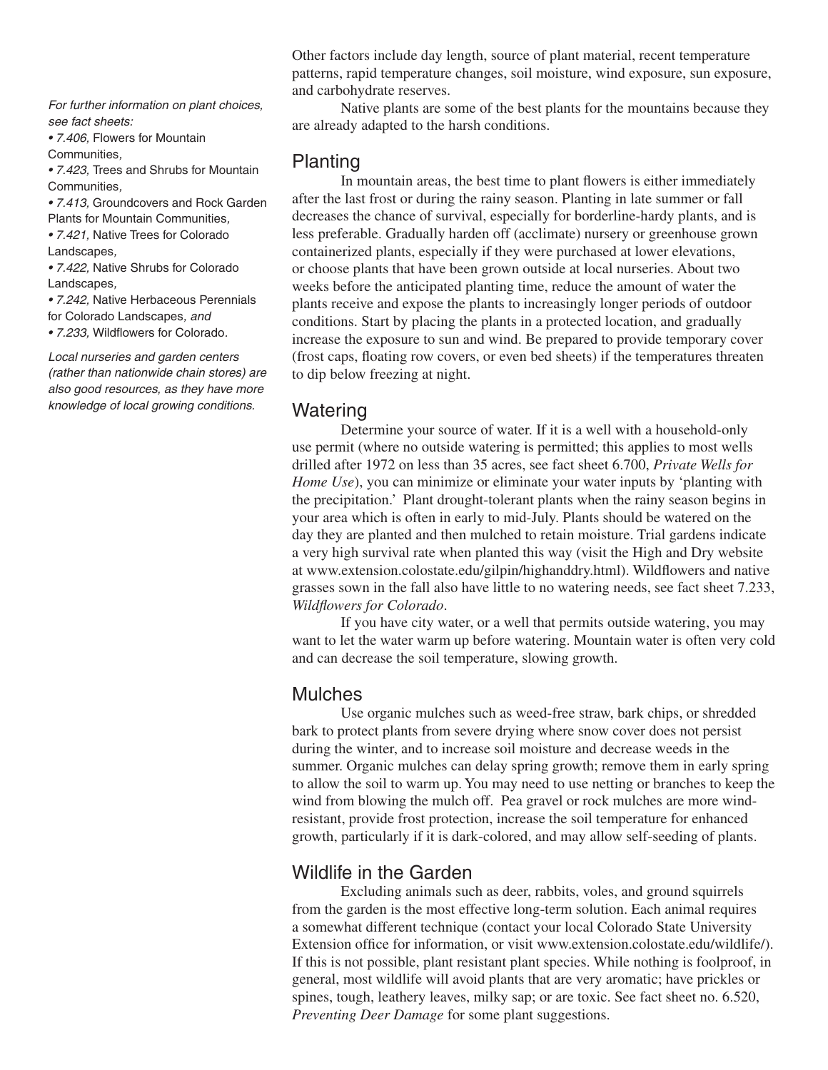Other factors include day length, source of plant material, recent temperature patterns, rapid temperature changes, soil moisture, wind exposure, sun exposure, and carbohydrate reserves.

Native plants are some of the best plants for the mountains because they are already adapted to the harsh conditions.

*For further information on plant choices, see fact sheets:*

- *7.406,* Flowers for Mountain Communities*,*
- *7.423,* Trees and Shrubs for Mountain Communities*,*
- *7.413,* Groundcovers and Rock Garden Plants for Mountain Communities*,*
- *7.421,* Native Trees for Colorado Landscapes*,*
- *7.422,* Native Shrubs for Colorado Landscapes*,*
- *7.242,* Native Herbaceous Perennials for Colorado Landscapes*, and*
- *7.233,* Wildflowers for Colorado.

*Local nurseries and garden centers (rather than nationwide chain stores) are also good resources, as they have more knowledge of local growing conditions.*

## Planting

In mountain areas, the best time to plant flowers is either immediately after the last frost or during the rainy season. Planting in late summer or fall decreases the chance of survival, especially for borderline-hardy plants, and is less preferable. Gradually harden off (acclimate) nursery or greenhouse grown containerized plants, especially if they were purchased at lower elevations, or choose plants that have been grown outside at local nurseries. About two weeks before the anticipated planting time, reduce the amount of water the plants receive and expose the plants to increasingly longer periods of outdoor conditions. Start by placing the plants in a protected location, and gradually increase the exposure to sun and wind. Be prepared to provide temporary cover (frost caps, floating row covers, or even bed sheets) if the temperatures threaten to dip below freezing at night.

## Watering

Determine your source of water. If it is a well with a household-only use permit (where no outside watering is permitted; this applies to most wells drilled after 1972 on less than 35 acres, see fact sheet 6.700, *Private Wells for Home Use*), you can minimize or eliminate your water inputs by 'planting with the precipitation.' Plant drought-tolerant plants when the rainy season begins in your area which is often in early to mid-July. Plants should be watered on the day they are planted and then mulched to retain moisture. Trial gardens indicate a very high survival rate when planted this way (visit the High and Dry website at www.extension.colostate.edu/gilpin/highanddry.html). Wildflowers and native grasses sown in the fall also have little to no watering needs, see fact sheet 7.233, *Wildflowers for Colorado*.

If you have city water, or a well that permits outside watering, you may want to let the water warm up before watering. Mountain water is often very cold and can decrease the soil temperature, slowing growth.

## Mulches

Use organic mulches such as weed-free straw, bark chips, or shredded bark to protect plants from severe drying where snow cover does not persist during the winter, and to increase soil moisture and decrease weeds in the summer. Organic mulches can delay spring growth; remove them in early spring to allow the soil to warm up. You may need to use netting or branches to keep the wind from blowing the mulch off. Pea gravel or rock mulches are more wind-resistant, provide frost protection, increase the soil temperature for enhanced growth, particularly if it is dark-colored, and may allow self-seeding of plants.

## Wildlife in the Garden

Excluding animals such as deer, rabbits, voles, and ground squirrels from the garden is the most effective long-term solution. Each animal requires a somewhat different technique (contact your local Colorado State University Extension office for information, or visit www.extension.colostate.edu/wildlife/). If this is not possible, plant resistant plant species. While nothing is foolproof, in general, most wildlife will avoid plants that are very aromatic; have prickles or spines, tough, leathery leaves, milky sap; or are toxic. See fact sheet no. 6.520, *Preventing Deer Damage* for some plant suggestions.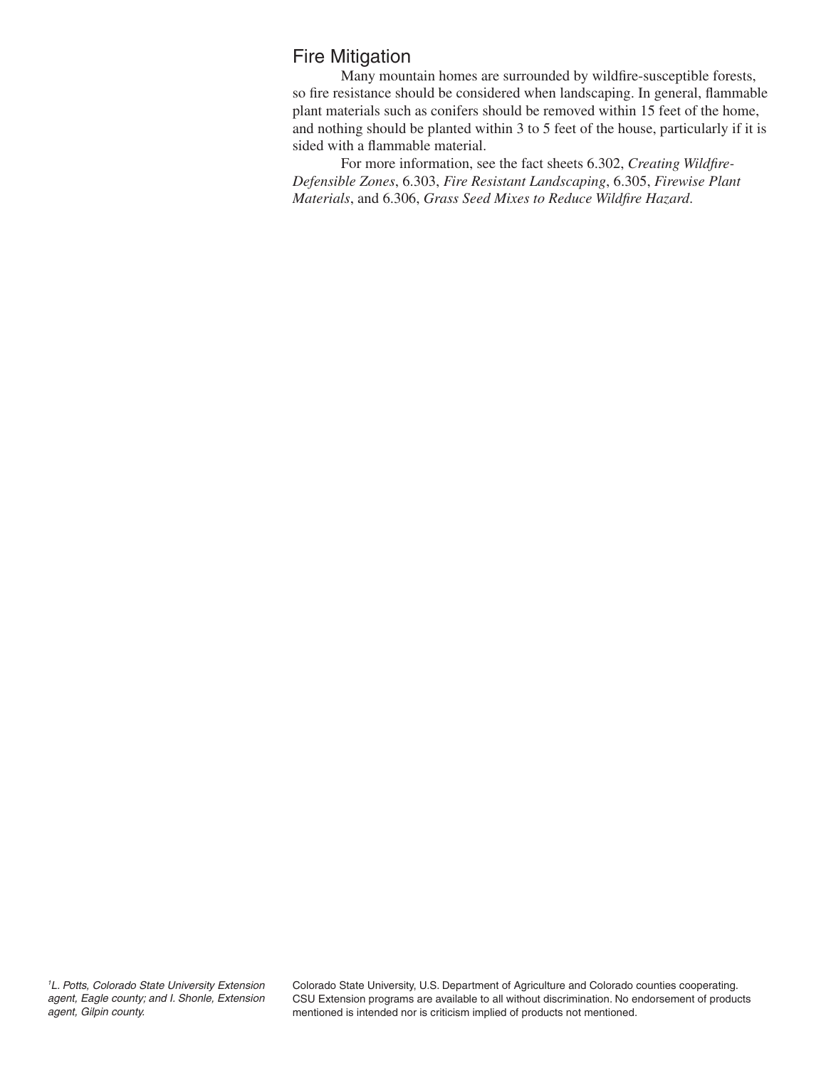## Fire Mitigation

Many mountain homes are surrounded by wildfire-susceptible forests, so fire resistance should be considered when landscaping. In general, flammable plant materials such as conifers should be removed within 15 feet of the home, and nothing should be planted within 3 to 5 feet of the house, particularly if it is sided with a flammable material.

For more information, see the fact sheets 6.302, *Creating Wildfire-Defensible Zones*, 6.303, *Fire Resistant Landscaping*, 6.305, *Firewise Plant Materials*, and 6.306, *Grass Seed Mixes to Reduce Wildfire Hazard*.

*[1]L. Potts, Colorado State University Extension agent, Eagle county; and I. Shonle, Extension agent, Gilpin county.*

Colorado State University, U.S. Department of Agriculture and Colorado counties cooperating. CSU Extension programs are available to all without discrimination. No endorsement of products mentioned is intended nor is criticism implied of products not mentioned.